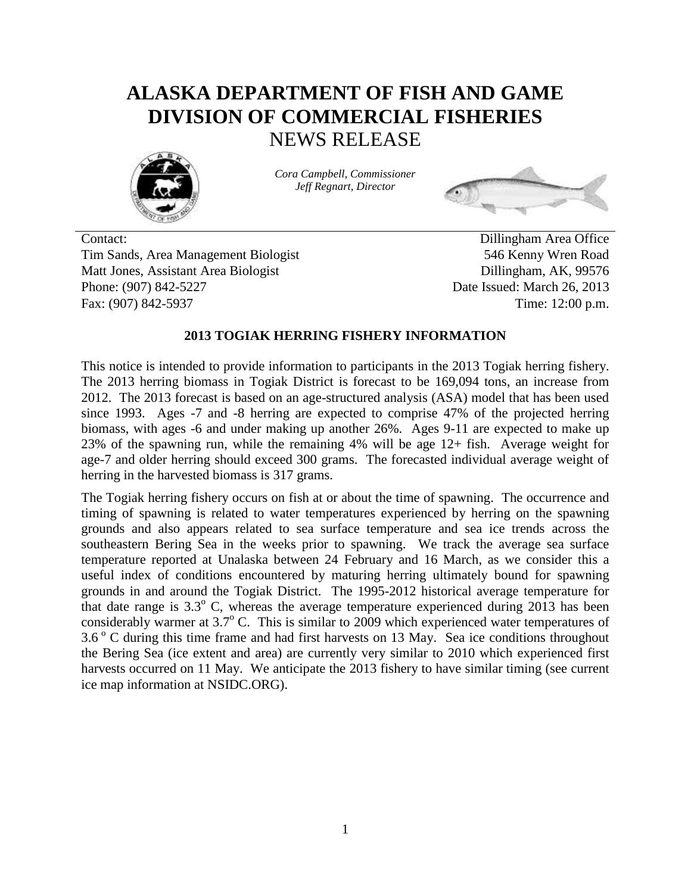# ALASKA DEPARTMENT OF FISH AND GAME
# DIVISION OF COMMERCIAL FISHERIES
## NEWS RELEASE

*Cora Campbell, Commissioner*
*Jeff Regnart, Director*

Contact:
Tim Sands, Area Management Biologist
Matt Jones, Assistant Area Biologist
Phone: (907) 842-5227
Fax: (907) 842-5937

Dillingham Area Office
546 Kenny Wren Road
Dillingham, AK, 99576
Date Issued: March 26, 2013
Time: 12:00 p.m.

**2013 TOGIAK HERRING FISHERY INFORMATION**

This notice is intended to provide information to participants in the 2013 Togiak herring fishery. The 2013 herring biomass in Togiak District is forecast to be 169,094 tons, an increase from 2012. The 2013 forecast is based on an age-structured analysis (ASA) model that has been used since 1993. Ages -7 and -8 herring are expected to comprise 47% of the projected herring biomass, with ages -6 and under making up another 26%. Ages 9-11 are expected to make up 23% of the spawning run, while the remaining 4% will be age 12+ fish. Average weight for age-7 and older herring should exceed 300 grams. The forecasted individual average weight of herring in the harvested biomass is 317 grams.

The Togiak herring fishery occurs on fish at or about the time of spawning. The occurrence and timing of spawning is related to water temperatures experienced by herring on the spawning grounds and also appears related to sea surface temperature and sea ice trends across the southeastern Bering Sea in the weeks prior to spawning. We track the average sea surface temperature reported at Unalaska between 24 February and 16 March, as we consider this a useful index of conditions encountered by maturing herring ultimately bound for spawning grounds in and around the Togiak District. The 1995-2012 historical average temperature for that date range is $3.3^{o}$ C, whereas the average temperature experienced during 2013 has been considerably warmer at $3.7^{o}$ C. This is similar to 2009 which experienced water temperatures of $3.6\,^{o}$ C during this time frame and had first harvests on 13 May. Sea ice conditions throughout the Bering Sea (ice extent and area) are currently very similar to 2010 which experienced first harvests occurred on 11 May. We anticipate the 2013 fishery to have similar timing (see current ice map information at NSIDC.ORG).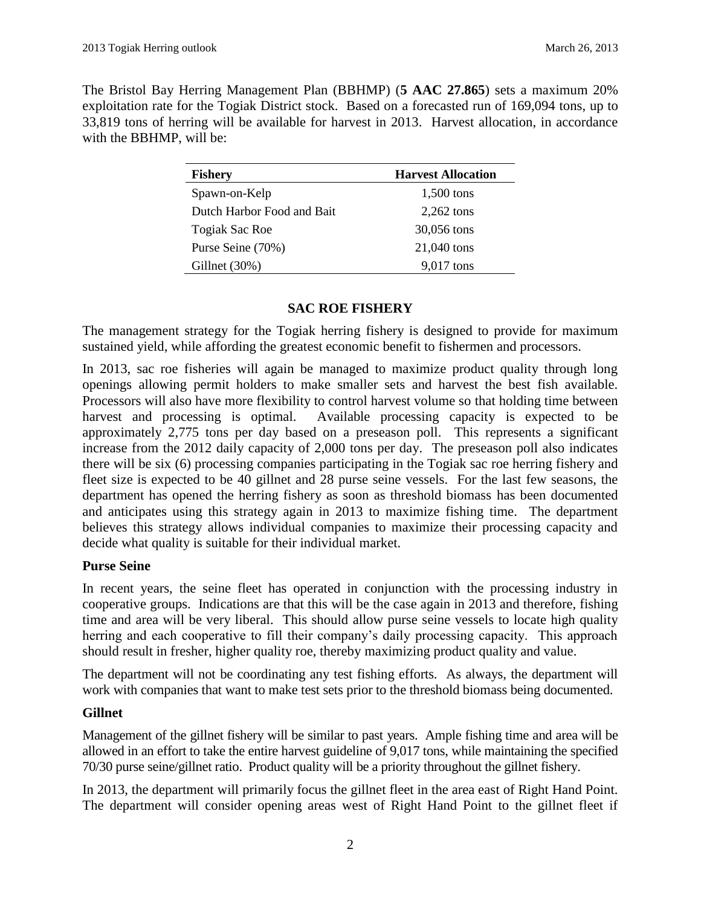The Bristol Bay Herring Management Plan (BBHMP) (**5 AAC 27.865**) sets a maximum 20% exploitation rate for the Togiak District stock. Based on a forecasted run of 169,094 tons, up to 33,819 tons of herring will be available for harvest in 2013. Harvest allocation, in accordance with the BBHMP, will be:

| Fishery | Harvest Allocation |
|---|---|
| Spawn-on-Kelp | 1,500 tons |
| Dutch Harbor Food and Bait | 2,262 tons |
| Togiak Sac Roe | 30,056 tons |
| Purse Seine (70%) | 21,040 tons |
| Gillnet (30%) | 9,017 tons |

## SAC ROE FISHERY

The management strategy for the Togiak herring fishery is designed to provide for maximum sustained yield, while affording the greatest economic benefit to fishermen and processors.

In 2013, sac roe fisheries will again be managed to maximize product quality through long openings allowing permit holders to make smaller sets and harvest the best fish available. Processors will also have more flexibility to control harvest volume so that holding time between harvest and processing is optimal. Available processing capacity is expected to be approximately 2,775 tons per day based on a preseason poll. This represents a significant increase from the 2012 daily capacity of 2,000 tons per day. The preseason poll also indicates there will be six (6) processing companies participating in the Togiak sac roe herring fishery and fleet size is expected to be 40 gillnet and 28 purse seine vessels. For the last few seasons, the department has opened the herring fishery as soon as threshold biomass has been documented and anticipates using this strategy again in 2013 to maximize fishing time. The department believes this strategy allows individual companies to maximize their processing capacity and decide what quality is suitable for their individual market.

### Purse Seine

In recent years, the seine fleet has operated in conjunction with the processing industry in cooperative groups. Indications are that this will be the case again in 2013 and therefore, fishing time and area will be very liberal. This should allow purse seine vessels to locate high quality herring and each cooperative to fill their company's daily processing capacity. This approach should result in fresher, higher quality roe, thereby maximizing product quality and value.

The department will not be coordinating any test fishing efforts. As always, the department will work with companies that want to make test sets prior to the threshold biomass being documented.

### Gillnet

Management of the gillnet fishery will be similar to past years. Ample fishing time and area will be allowed in an effort to take the entire harvest guideline of 9,017 tons, while maintaining the specified 70/30 purse seine/gillnet ratio. Product quality will be a priority throughout the gillnet fishery.

In 2013, the department will primarily focus the gillnet fleet in the area east of Right Hand Point. The department will consider opening areas west of Right Hand Point to the gillnet fleet if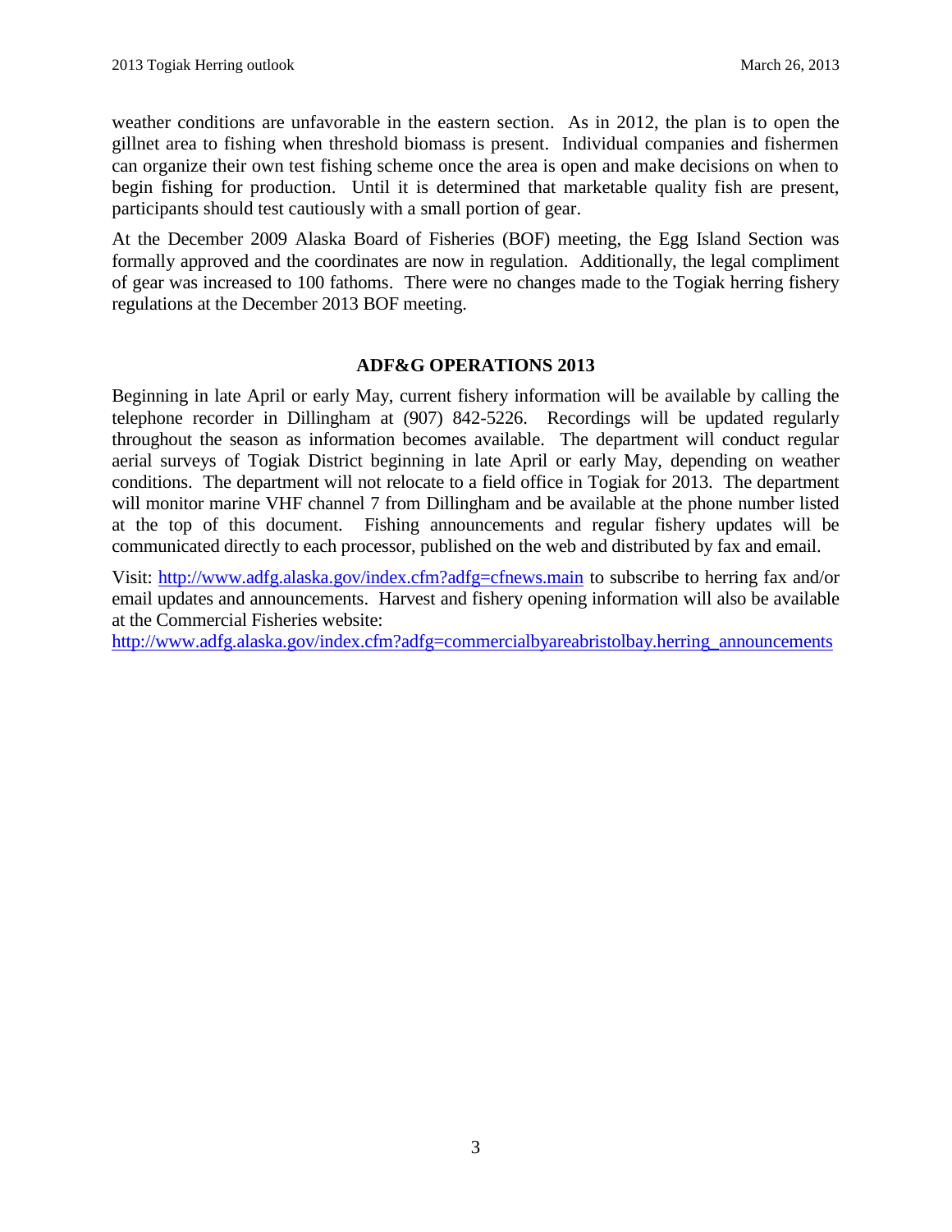weather conditions are unfavorable in the eastern section. As in 2012, the plan is to open the gillnet area to fishing when threshold biomass is present. Individual companies and fishermen can organize their own test fishing scheme once the area is open and make decisions on when to begin fishing for production. Until it is determined that marketable quality fish are present, participants should test cautiously with a small portion of gear.

At the December 2009 Alaska Board of Fisheries (BOF) meeting, the Egg Island Section was formally approved and the coordinates are now in regulation. Additionally, the legal compliment of gear was increased to 100 fathoms. There were no changes made to the Togiak herring fishery regulations at the December 2013 BOF meeting.

## ADF&G OPERATIONS 2013

Beginning in late April or early May, current fishery information will be available by calling the telephone recorder in Dillingham at (907) 842-5226. Recordings will be updated regularly throughout the season as information becomes available. The department will conduct regular aerial surveys of Togiak District beginning in late April or early May, depending on weather conditions. The department will not relocate to a field office in Togiak for 2013. The department will monitor marine VHF channel 7 from Dillingham and be available at the phone number listed at the top of this document. Fishing announcements and regular fishery updates will be communicated directly to each processor, published on the web and distributed by fax and email.

Visit: [http://www.adfg.alaska.gov/index.cfm?adfg=cfnews.main](http://www.adfg.alaska.gov/index.cfm?adfg=cfnews.main) to subscribe to herring fax and/or email updates and announcements. Harvest and fishery opening information will also be available at the Commercial Fisheries website:
[http://www.adfg.alaska.gov/index.cfm?adfg=commercialbyareabristolbay.herring_announcements](http://www.adfg.alaska.gov/index.cfm?adfg=commercialbyareabristolbay.herring_announcements)